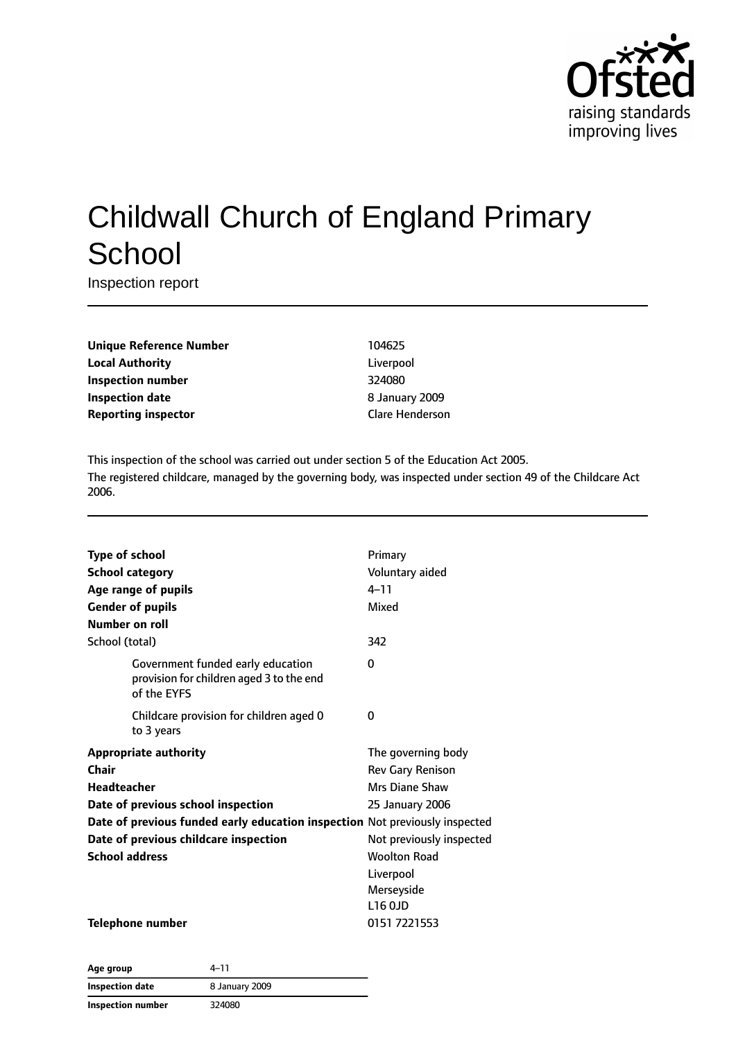# Childwall Church of England Primary School

Inspection report

| | |
|---|---|
| **Unique Reference Number** | 104625 |
| **Local Authority** | Liverpool |
| **Inspection number** | 324080 |
| **Inspection date** | 8 January 2009 |
| **Reporting inspector** | Clare Henderson |

This inspection of the school was carried out under section 5 of the Education Act 2005.

The registered childcare, managed by the governing body, was inspected under section 49 of the Childcare Act 2006.

| | |
|---|---|
| **Type of school** | Primary |
| **School category** | Voluntary aided |
| **Age range of pupils** | 4–11 |
| **Gender of pupils** | Mixed |
| **Number on roll** | |
| School (total) | 342 |
| Government funded early education provision for children aged 3 to the end of the EYFS | 0 |
| Childcare provision for children aged 0 to 3 years | 0 |
| **Appropriate authority** | The governing body |
| **Chair** | Rev Gary Renison |
| **Headteacher** | Mrs Diane Shaw |
| **Date of previous school inspection** | 25 January 2006 |
| **Date of previous funded early education inspection** | Not previously inspected |
| **Date of previous childcare inspection** | Not previously inspected |
| **School address** | Woolton Road<br>Liverpool<br>Merseyside<br>L16 0JD |
| **Telephone number** | 0151 7221553 |

| | |
|---|---|
| **Age group** | 4–11 |
| **Inspection date** | 8 January 2009 |
| **Inspection number** | 324080 |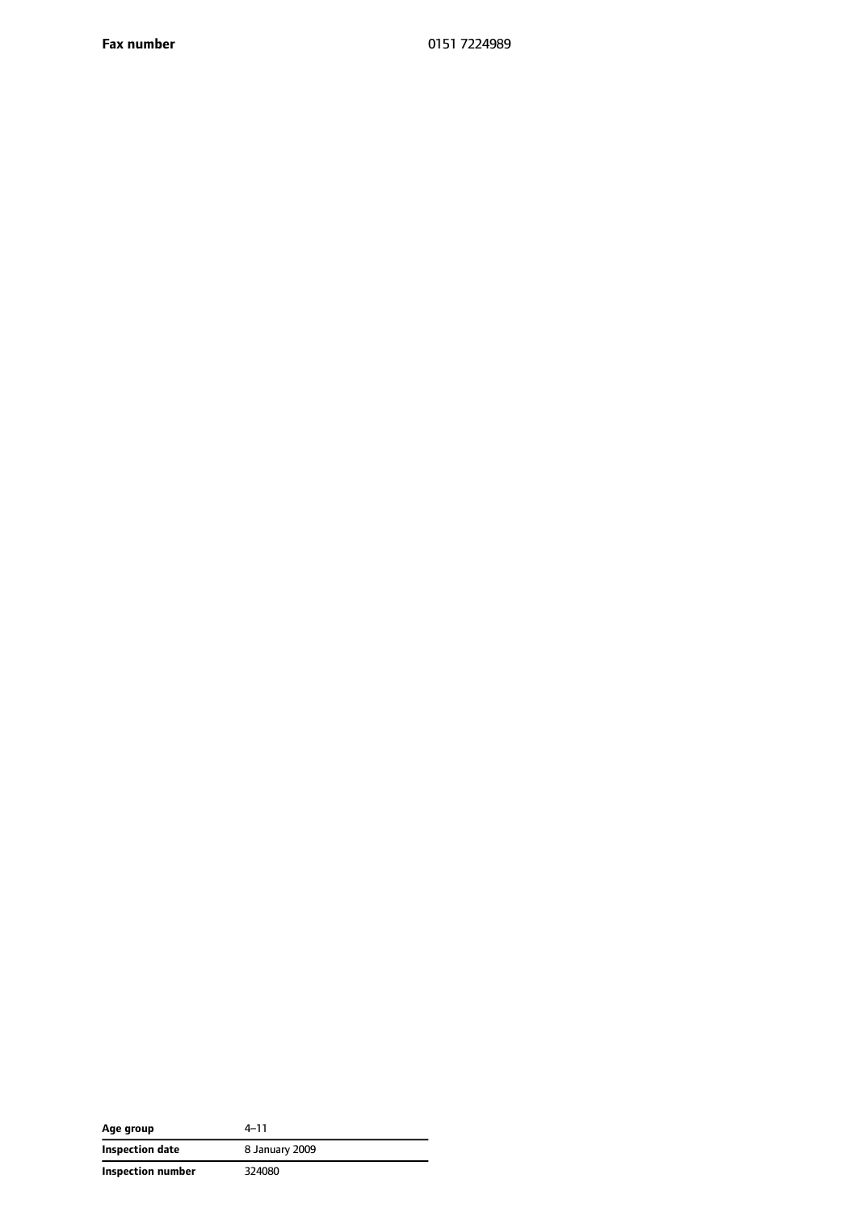| | |
|---|---|
| **Fax number** | 0151 7224989 |

| | |
|---|---|
| **Age group** | 4–11 |
| **Inspection date** | 8 January 2009 |
| **Inspection number** | 324080 |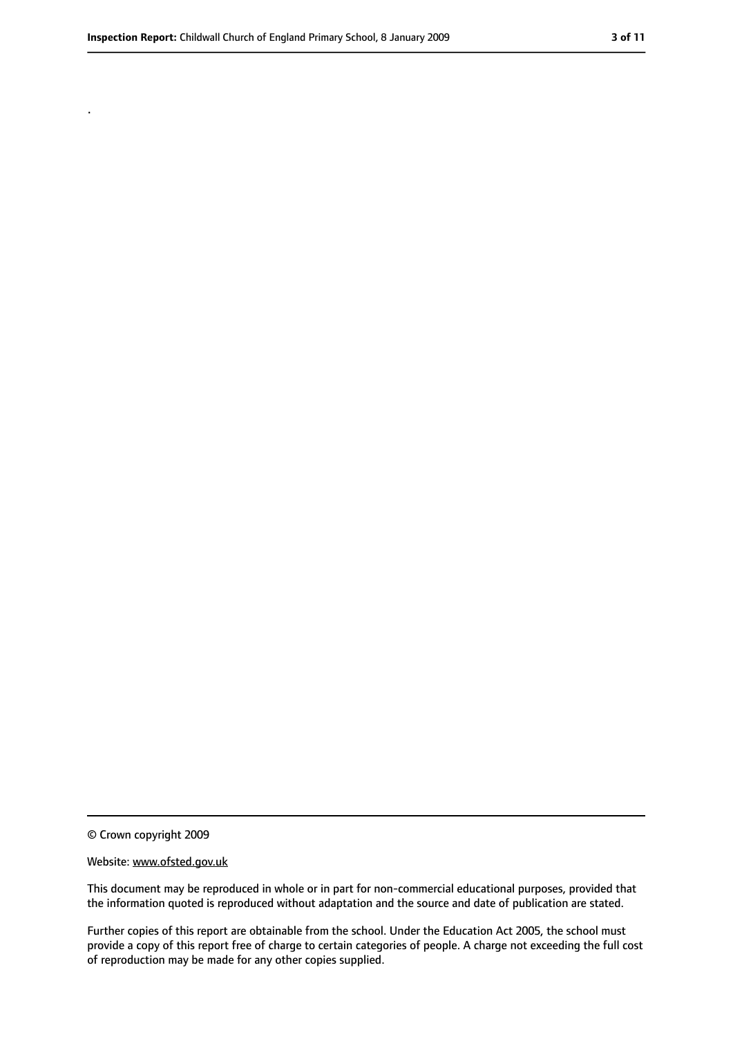.

© Crown copyright 2009

Website: www.ofsted.gov.uk

This document may be reproduced in whole or in part for non-commercial educational purposes, provided that the information quoted is reproduced without adaptation and the source and date of publication are stated.

Further copies of this report are obtainable from the school. Under the Education Act 2005, the school must provide a copy of this report free of charge to certain categories of people. A charge not exceeding the full cost of reproduction may be made for any other copies supplied.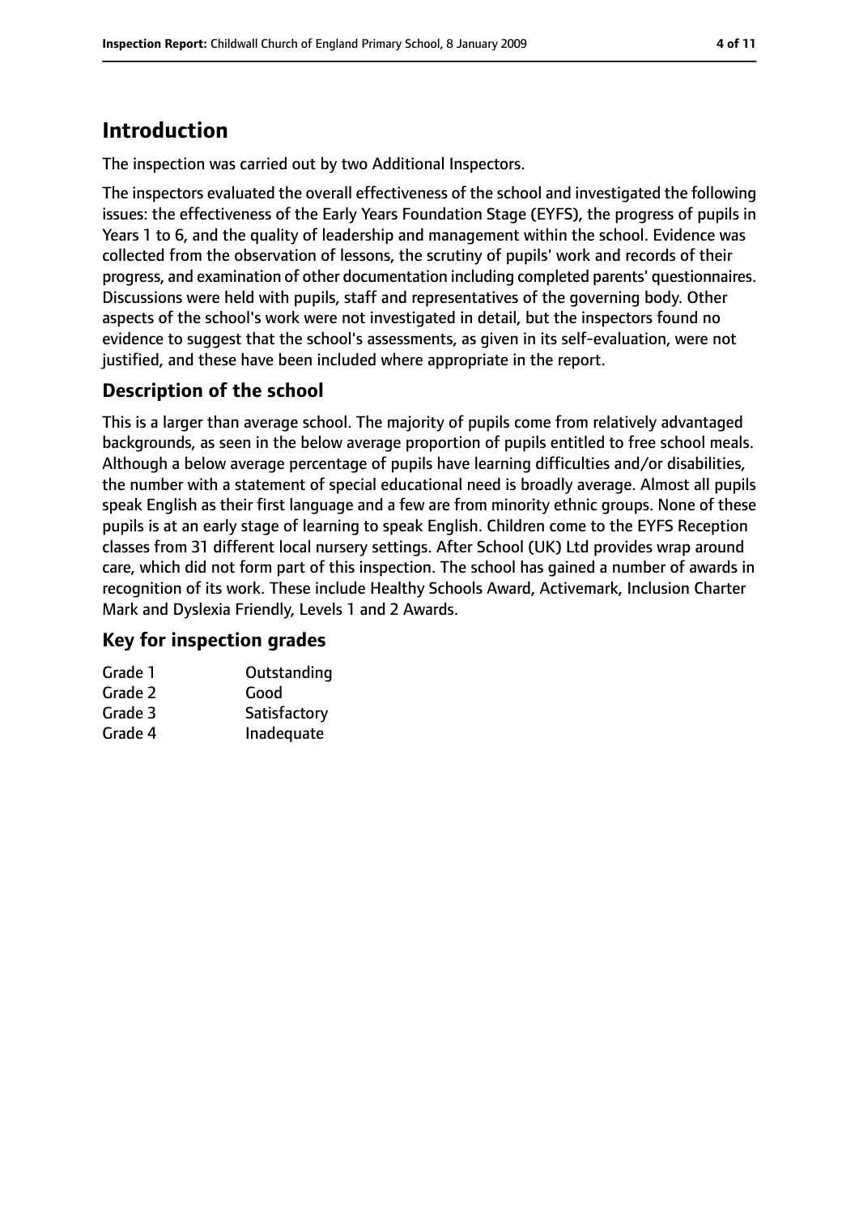# Introduction

The inspection was carried out by two Additional Inspectors.

The inspectors evaluated the overall effectiveness of the school and investigated the following issues: the effectiveness of the Early Years Foundation Stage (EYFS), the progress of pupils in Years 1 to 6, and the quality of leadership and management within the school. Evidence was collected from the observation of lessons, the scrutiny of pupils' work and records of their progress, and examination of other documentation including completed parents' questionnaires. Discussions were held with pupils, staff and representatives of the governing body. Other aspects of the school's work were not investigated in detail, but the inspectors found no evidence to suggest that the school's assessments, as given in its self-evaluation, were not justified, and these have been included where appropriate in the report.

## Description of the school

This is a larger than average school. The majority of pupils come from relatively advantaged backgrounds, as seen in the below average proportion of pupils entitled to free school meals. Although a below average percentage of pupils have learning difficulties and/or disabilities, the number with a statement of special educational need is broadly average. Almost all pupils speak English as their first language and a few are from minority ethnic groups. None of these pupils is at an early stage of learning to speak English. Children come to the EYFS Reception classes from 31 different local nursery settings. After School (UK) Ltd provides wrap around care, which did not form part of this inspection. The school has gained a number of awards in recognition of its work. These include Healthy Schools Award, Activemark, Inclusion Charter Mark and Dyslexia Friendly, Levels 1 and 2 Awards.

## Key for inspection grades

| | |
|---|---|
| Grade 1 | Outstanding |
| Grade 2 | Good |
| Grade 3 | Satisfactory |
| Grade 4 | Inadequate |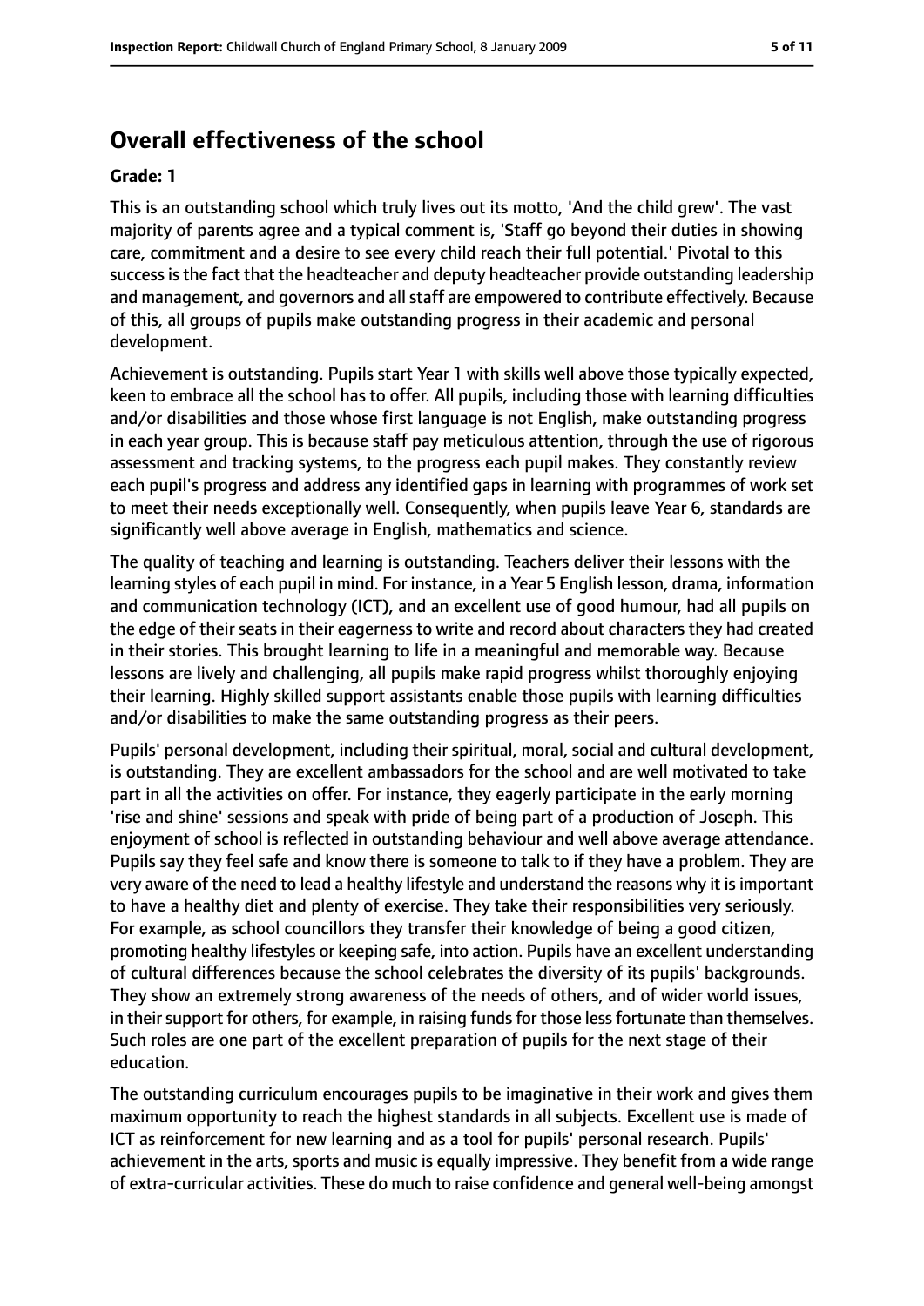## Overall effectiveness of the school

**Grade: 1**

This is an outstanding school which truly lives out its motto, 'And the child grew'. The vast majority of parents agree and a typical comment is, 'Staff go beyond their duties in showing care, commitment and a desire to see every child reach their full potential.' Pivotal to this success is the fact that the headteacher and deputy headteacher provide outstanding leadership and management, and governors and all staff are empowered to contribute effectively. Because of this, all groups of pupils make outstanding progress in their academic and personal development.

Achievement is outstanding. Pupils start Year 1 with skills well above those typically expected, keen to embrace all the school has to offer. All pupils, including those with learning difficulties and/or disabilities and those whose first language is not English, make outstanding progress in each year group. This is because staff pay meticulous attention, through the use of rigorous assessment and tracking systems, to the progress each pupil makes. They constantly review each pupil's progress and address any identified gaps in learning with programmes of work set to meet their needs exceptionally well. Consequently, when pupils leave Year 6, standards are significantly well above average in English, mathematics and science.

The quality of teaching and learning is outstanding. Teachers deliver their lessons with the learning styles of each pupil in mind. For instance, in a Year 5 English lesson, drama, information and communication technology (ICT), and an excellent use of good humour, had all pupils on the edge of their seats in their eagerness to write and record about characters they had created in their stories. This brought learning to life in a meaningful and memorable way. Because lessons are lively and challenging, all pupils make rapid progress whilst thoroughly enjoying their learning. Highly skilled support assistants enable those pupils with learning difficulties and/or disabilities to make the same outstanding progress as their peers.

Pupils' personal development, including their spiritual, moral, social and cultural development, is outstanding. They are excellent ambassadors for the school and are well motivated to take part in all the activities on offer. For instance, they eagerly participate in the early morning 'rise and shine' sessions and speak with pride of being part of a production of Joseph. This enjoyment of school is reflected in outstanding behaviour and well above average attendance. Pupils say they feel safe and know there is someone to talk to if they have a problem. They are very aware of the need to lead a healthy lifestyle and understand the reasons why it is important to have a healthy diet and plenty of exercise. They take their responsibilities very seriously. For example, as school councillors they transfer their knowledge of being a good citizen, promoting healthy lifestyles or keeping safe, into action. Pupils have an excellent understanding of cultural differences because the school celebrates the diversity of its pupils' backgrounds. They show an extremely strong awareness of the needs of others, and of wider world issues, in their support for others, for example, in raising funds for those less fortunate than themselves. Such roles are one part of the excellent preparation of pupils for the next stage of their education.

The outstanding curriculum encourages pupils to be imaginative in their work and gives them maximum opportunity to reach the highest standards in all subjects. Excellent use is made of ICT as reinforcement for new learning and as a tool for pupils' personal research. Pupils' achievement in the arts, sports and music is equally impressive. They benefit from a wide range of extra-curricular activities. These do much to raise confidence and general well-being amongst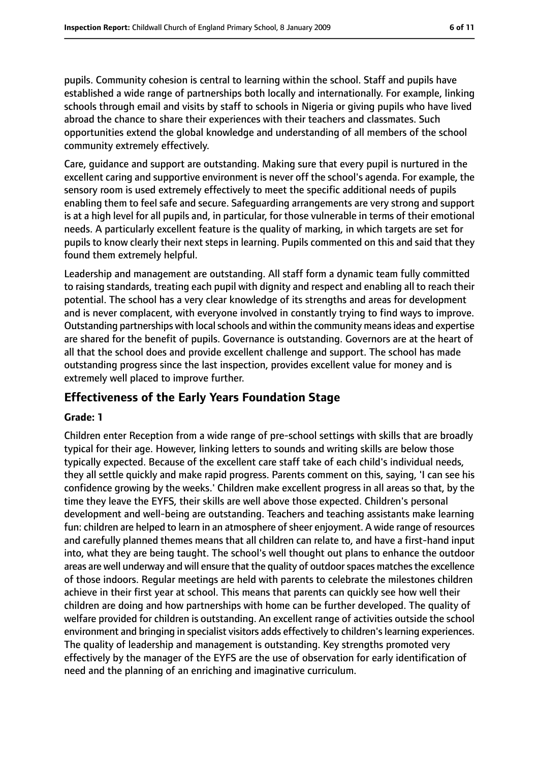pupils. Community cohesion is central to learning within the school. Staff and pupils have established a wide range of partnerships both locally and internationally. For example, linking schools through email and visits by staff to schools in Nigeria or giving pupils who have lived abroad the chance to share their experiences with their teachers and classmates. Such opportunities extend the global knowledge and understanding of all members of the school community extremely effectively.

Care, guidance and support are outstanding. Making sure that every pupil is nurtured in the excellent caring and supportive environment is never off the school's agenda. For example, the sensory room is used extremely effectively to meet the specific additional needs of pupils enabling them to feel safe and secure. Safeguarding arrangements are very strong and support is at a high level for all pupils and, in particular, for those vulnerable in terms of their emotional needs. A particularly excellent feature is the quality of marking, in which targets are set for pupils to know clearly their next steps in learning. Pupils commented on this and said that they found them extremely helpful.

Leadership and management are outstanding. All staff form a dynamic team fully committed to raising standards, treating each pupil with dignity and respect and enabling all to reach their potential. The school has a very clear knowledge of its strengths and areas for development and is never complacent, with everyone involved in constantly trying to find ways to improve. Outstanding partnerships with local schools and within the community means ideas and expertise are shared for the benefit of pupils. Governance is outstanding. Governors are at the heart of all that the school does and provide excellent challenge and support. The school has made outstanding progress since the last inspection, provides excellent value for money and is extremely well placed to improve further.

## Effectiveness of the Early Years Foundation Stage

**Grade: 1**

Children enter Reception from a wide range of pre-school settings with skills that are broadly typical for their age. However, linking letters to sounds and writing skills are below those typically expected. Because of the excellent care staff take of each child's individual needs, they all settle quickly and make rapid progress. Parents comment on this, saying, 'I can see his confidence growing by the weeks.' Children make excellent progress in all areas so that, by the time they leave the EYFS, their skills are well above those expected. Children's personal development and well-being are outstanding. Teachers and teaching assistants make learning fun: children are helped to learn in an atmosphere of sheer enjoyment. A wide range of resources and carefully planned themes means that all children can relate to, and have a first-hand input into, what they are being taught. The school's well thought out plans to enhance the outdoor areas are well underway and will ensure that the quality of outdoor spaces matches the excellence of those indoors. Regular meetings are held with parents to celebrate the milestones children achieve in their first year at school. This means that parents can quickly see how well their children are doing and how partnerships with home can be further developed. The quality of welfare provided for children is outstanding. An excellent range of activities outside the school environment and bringing in specialist visitors adds effectively to children's learning experiences. The quality of leadership and management is outstanding. Key strengths promoted very effectively by the manager of the EYFS are the use of observation for early identification of need and the planning of an enriching and imaginative curriculum.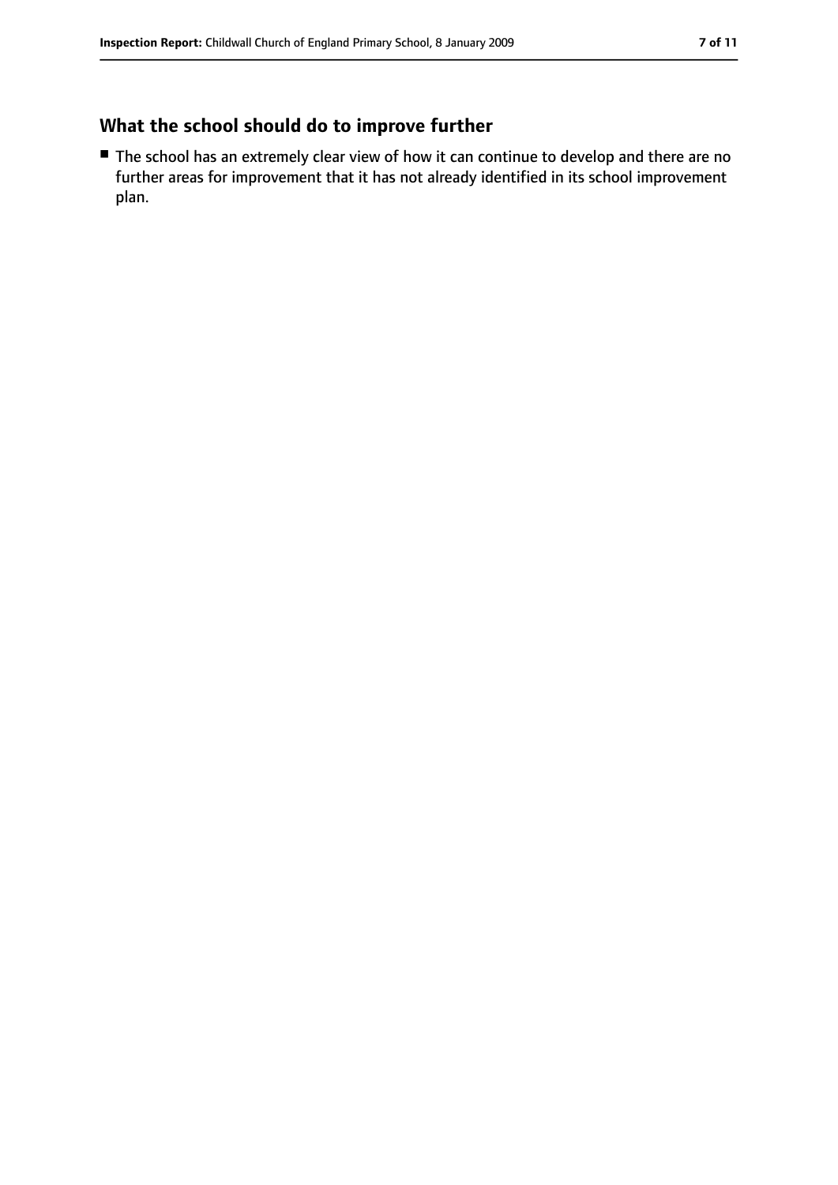## What the school should do to improve further

- The school has an extremely clear view of how it can continue to develop and there are no further areas for improvement that it has not already identified in its school improvement plan.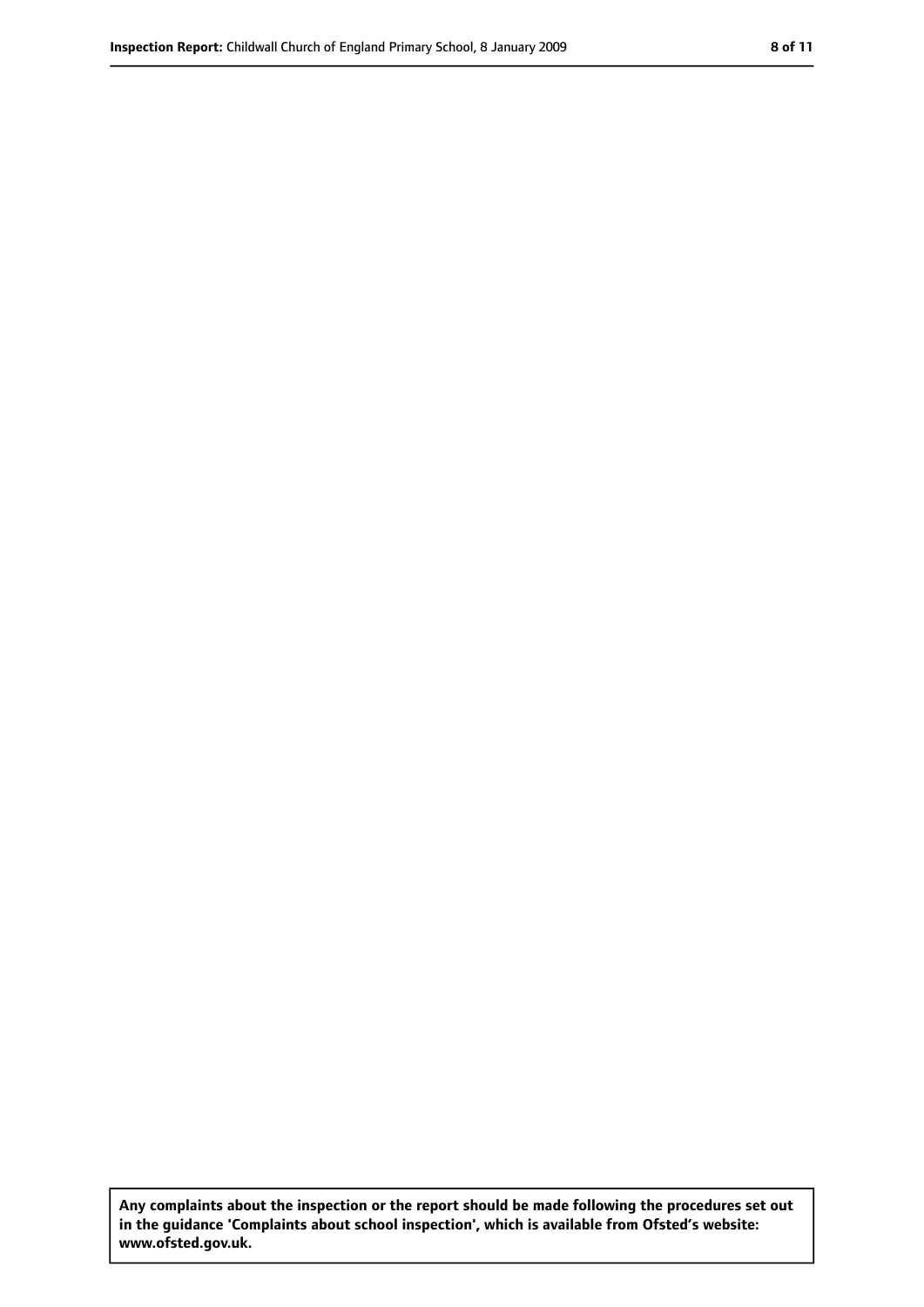**Any complaints about the inspection or the report should be made following the procedures set out in the guidance 'Complaints about school inspection', which is available from Ofsted's website: www.ofsted.gov.uk.**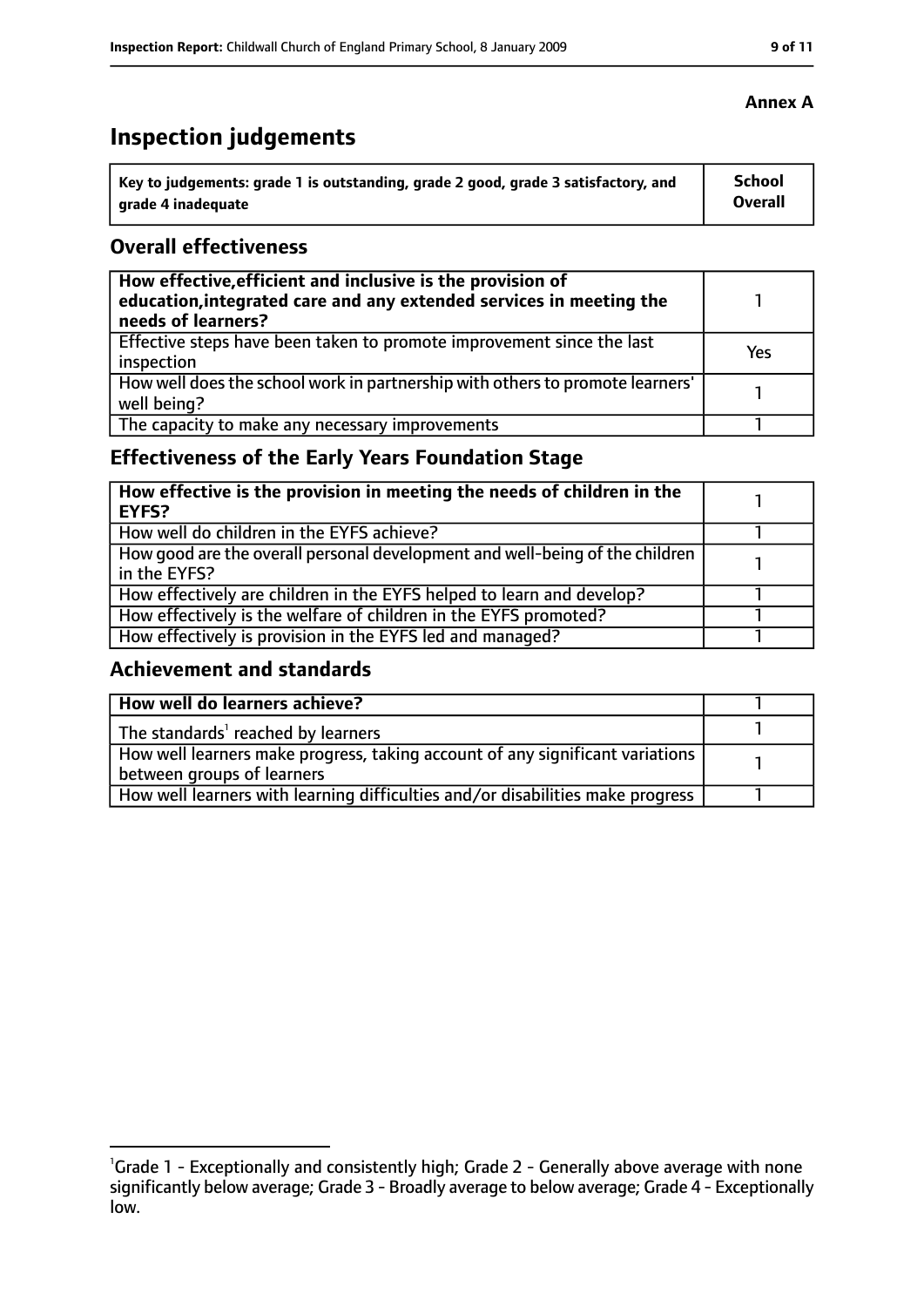**Annex A**

# Inspection judgements

| Key to judgements: grade 1 is outstanding, grade 2 good, grade 3 satisfactory, and grade 4 inadequate | School Overall |
|---|---|

## Overall effectiveness

| | |
|---|---|
| **How effective, efficient and inclusive is the provision of education, integrated care and any extended services in meeting the needs of learners?** | 1 |
| Effective steps have been taken to promote improvement since the last inspection | Yes |
| How well does the school work in partnership with others to promote learners' well being? | 1 |
| The capacity to make any necessary improvements | 1 |

## Effectiveness of the Early Years Foundation Stage

| | |
|---|---|
| **How effective is the provision in meeting the needs of children in the EYFS?** | 1 |
| How well do children in the EYFS achieve? | 1 |
| How good are the overall personal development and well-being of the children in the EYFS? | 1 |
| How effectively are children in the EYFS helped to learn and develop? | 1 |
| How effectively is the welfare of children in the EYFS promoted? | 1 |
| How effectively is provision in the EYFS led and managed? | 1 |

## Achievement and standards

| | |
|---|---|
| **How well do learners achieve?** | 1 |
| The standards[1] reached by learners | 1 |
| How well learners make progress, taking account of any significant variations between groups of learners | 1 |
| How well learners with learning difficulties and/or disabilities make progress | 1 |

[1] Grade 1 - Exceptionally and consistently high; Grade 2 - Generally above average with none significantly below average; Grade 3 - Broadly average to below average; Grade 4 - Exceptionally low.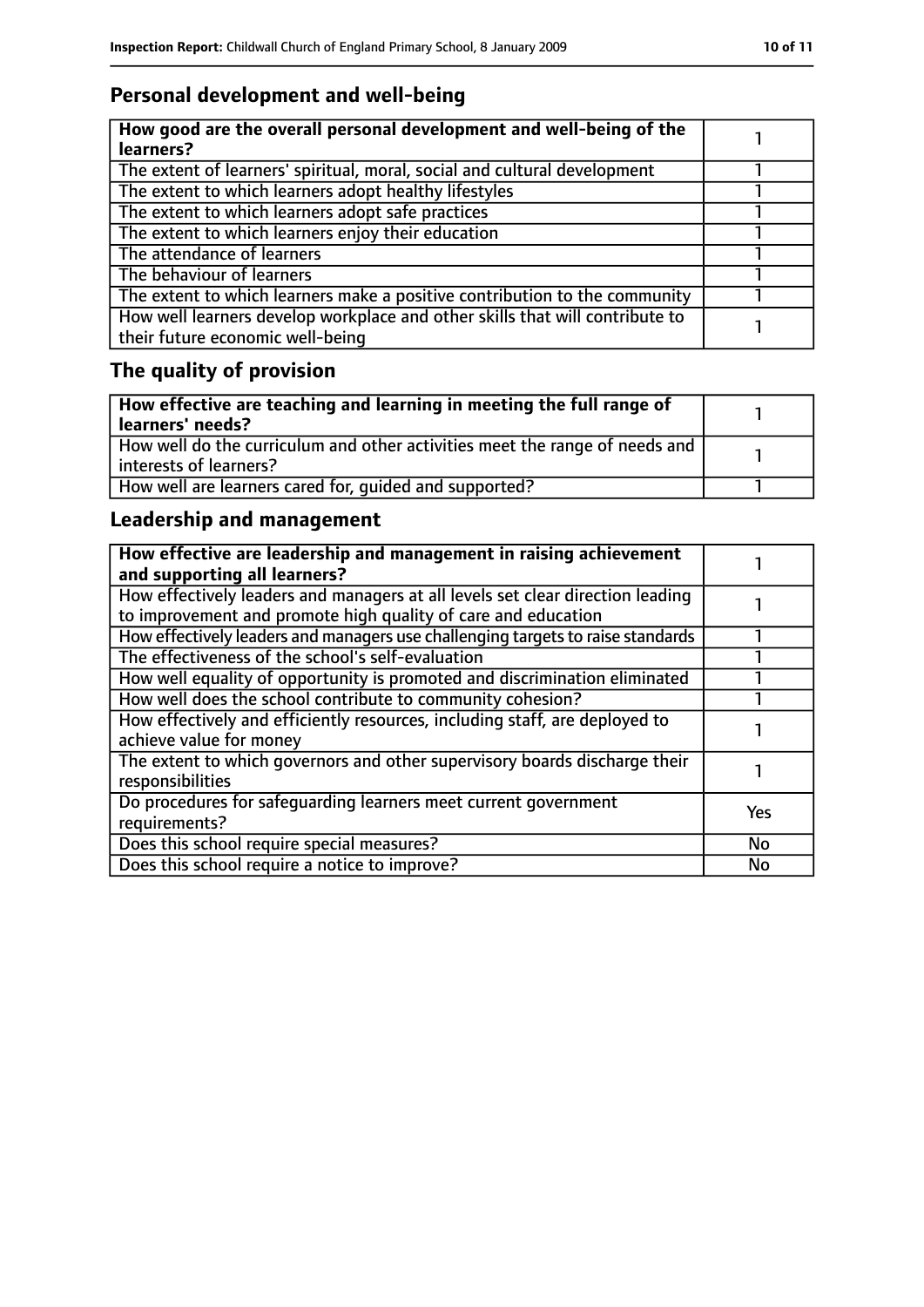## Personal development and well-being

| **How good are the overall personal development and well-being of the learners?** | 1 |
|---|---|
| The extent of learners' spiritual, moral, social and cultural development | 1 |
| The extent to which learners adopt healthy lifestyles | 1 |
| The extent to which learners adopt safe practices | 1 |
| The extent to which learners enjoy their education | 1 |
| The attendance of learners | 1 |
| The behaviour of learners | 1 |
| The extent to which learners make a positive contribution to the community | 1 |
| How well learners develop workplace and other skills that will contribute to their future economic well-being | 1 |

## The quality of provision

| **How effective are teaching and learning in meeting the full range of learners' needs?** | 1 |
|---|---|
| How well do the curriculum and other activities meet the range of needs and interests of learners? | 1 |
| How well are learners cared for, guided and supported? | 1 |

## Leadership and management

| **How effective are leadership and management in raising achievement and supporting all learners?** | 1 |
|---|---|
| How effectively leaders and managers at all levels set clear direction leading to improvement and promote high quality of care and education | 1 |
| How effectively leaders and managers use challenging targets to raise standards | 1 |
| The effectiveness of the school's self-evaluation | 1 |
| How well equality of opportunity is promoted and discrimination eliminated | 1 |
| How well does the school contribute to community cohesion? | 1 |
| How effectively and efficiently resources, including staff, are deployed to achieve value for money | 1 |
| The extent to which governors and other supervisory boards discharge their responsibilities | 1 |
| Do procedures for safeguarding learners meet current government requirements? | Yes |
| Does this school require special measures? | No |
| Does this school require a notice to improve? | No |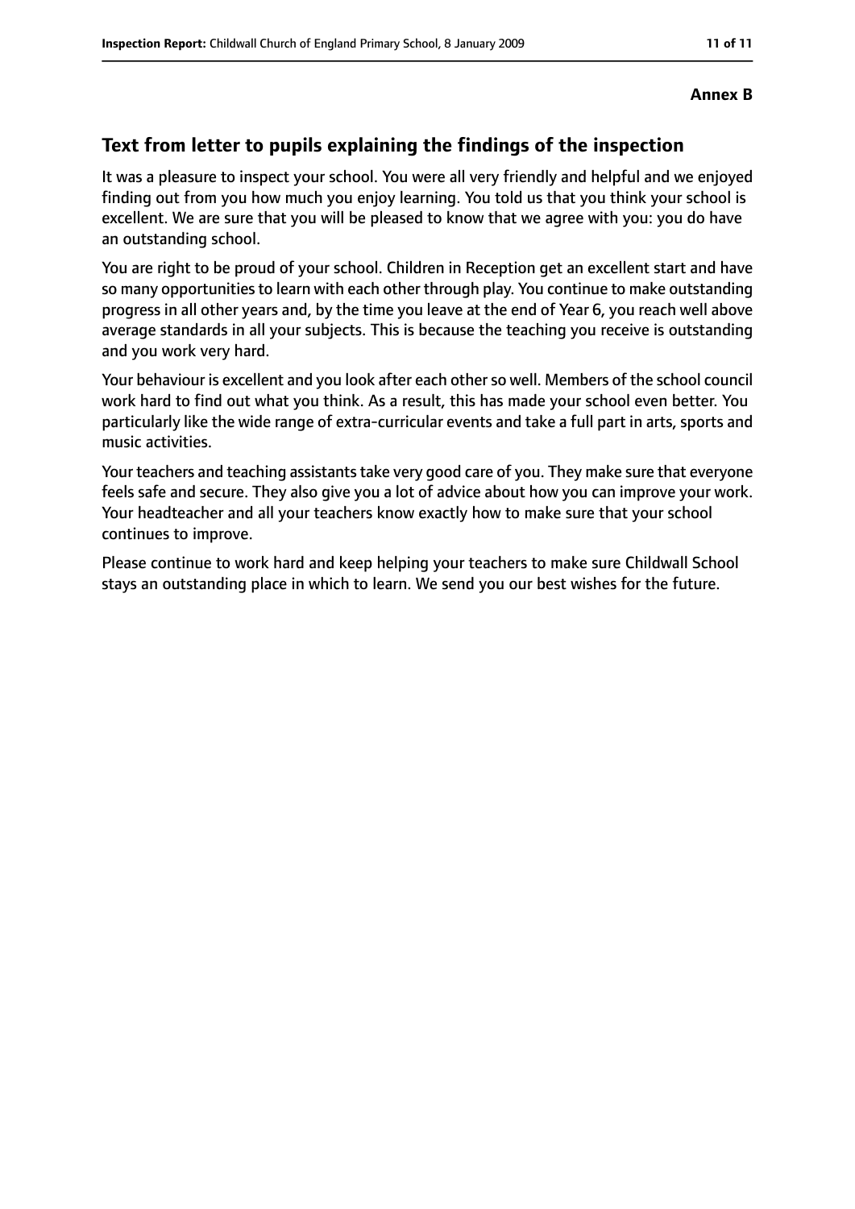**Annex B**

## Text from letter to pupils explaining the findings of the inspection

It was a pleasure to inspect your school. You were all very friendly and helpful and we enjoyed finding out from you how much you enjoy learning. You told us that you think your school is excellent. We are sure that you will be pleased to know that we agree with you: you do have an outstanding school.

You are right to be proud of your school. Children in Reception get an excellent start and have so many opportunities to learn with each other through play. You continue to make outstanding progress in all other years and, by the time you leave at the end of Year 6, you reach well above average standards in all your subjects. This is because the teaching you receive is outstanding and you work very hard.

Your behaviour is excellent and you look after each other so well. Members of the school council work hard to find out what you think. As a result, this has made your school even better. You particularly like the wide range of extra-curricular events and take a full part in arts, sports and music activities.

Your teachers and teaching assistants take very good care of you. They make sure that everyone feels safe and secure. They also give you a lot of advice about how you can improve your work. Your headteacher and all your teachers know exactly how to make sure that your school continues to improve.

Please continue to work hard and keep helping your teachers to make sure Childwall School stays an outstanding place in which to learn. We send you our best wishes for the future.